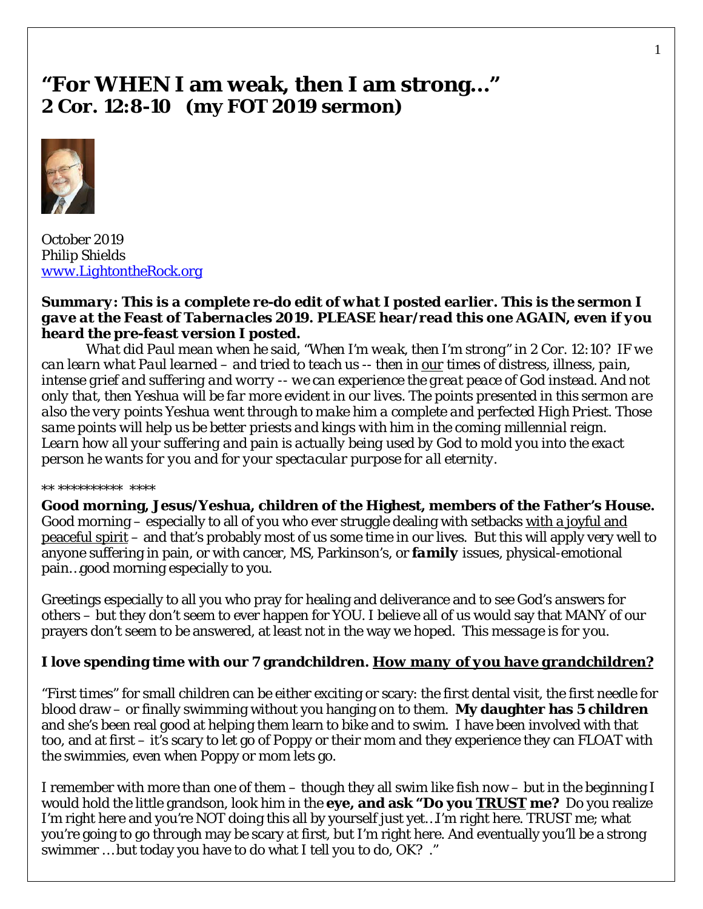# "For WHEN I am weak, then I am strong…"
## 2 Cor. 12:8-10 (my FOT 2019 sermon)

October 2019
Philip Shields
www.LightontheRock.org

***Summary: This is a complete re-do edit of what I posted earlier. This is the sermon I gave at the Feast of Tabernacles 2019. PLEASE hear/read this one AGAIN, even if you heard the pre-feast version I posted.***

*What did Paul mean when he said, "When I'm weak, then I'm strong" in 2 Cor. 12:10? IF we can learn what Paul learned – and tried to teach us -- then in* our *times of distress, illness, pain, intense grief and suffering and worry -- we can experience the great peace of God instead. And not only that, then Yeshua will be far more evident in our lives. The points presented in this sermon are also the very points Yeshua went through to make him a complete and perfected High Priest. Those same points will help us be better priests and kings with him in the coming millennial reign. Learn how all your suffering and pain is actually being used by God to mold you into the exact person he wants for you and for your spectacular purpose for all eternity.*

** ********** ****

**Good morning, Jesus/Yeshua, children of the Highest, members of the Father's House.** Good morning – especially to all of you who ever struggle dealing with setbacks with a joyful and peaceful spirit – and that's probably most of us some time in our lives. But this will apply very well to anyone suffering in pain, or with cancer, MS, Parkinson's, or ***family*** issues, physical-emotional pain…good morning especially to you.

Greetings especially to all you who pray for healing and deliverance and to see God's answers for others – but they don't seem to ever happen for YOU. I believe all of us would say that MANY of our prayers don't seem to be answered, at least not in the way we hoped. *This message is for you.*

**I love spending time with our 7 grandchildren. *How many of you have grandchildren?***

"First times" for small children can be either exciting or scary: the first dental visit, the first needle for blood draw – or finally swimming without you hanging on to them. **My daughter has 5 children** and she's been real good at helping them learn to bike and to swim. I have been involved with that too, and at first – it's scary to let go of Poppy or their mom and they experience they can FLOAT with the swimmies, even when Poppy or mom lets go.

I remember with more than one of them – though they all swim like fish now – but in the beginning I would hold the little grandson, look him in the **eye, and ask "Do you TRUST me?** Do you realize I'm right here and you're NOT doing this all by yourself just yet…I'm right here. TRUST me; what you're going to go through may be scary at first, but I'm right here. And eventually you'll be a strong swimmer … but today you have to do what I tell you to do, OK? ."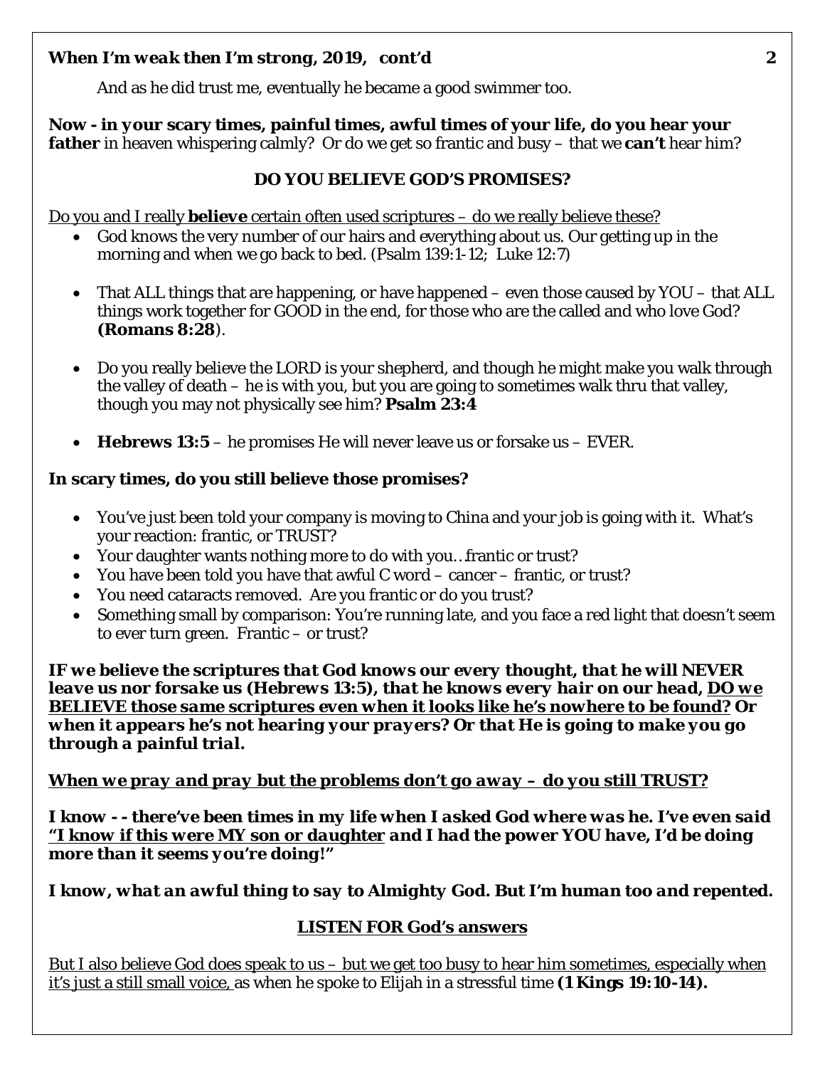And as he did trust me, eventually he became a good swimmer too.

**Now - in your scary times, painful times, awful times of your life, do you hear your father** in heaven whispering calmly? Or do we get so frantic and busy – that we **can't** hear him?

## DO YOU BELIEVE GOD'S PROMISES?

<u>Do you and I really **believe** certain often used scriptures – do we really believe these?</u>

- God knows the very number of our hairs and everything about us. Our getting up in the morning and when we go back to bed. (Psalm 139:1-12; Luke 12:7)
- That ALL things that are happening, or have happened – even those caused by YOU – that ALL things work together for GOOD in the end, for those who are the called and who love God? **(Romans 8:28**).
- Do you really believe the LORD is your shepherd, and though he might make you walk through the valley of death – he is with you, but you are going to sometimes walk thru that valley, though you may not physically see him? **Psalm 23:4**
- **Hebrews 13:5** – he promises He will never leave us or forsake us – EVER.

**In scary times, do you still believe those promises?**

- You've just been told your company is moving to China and your job is going with it. What's your reaction: frantic, or TRUST?
- Your daughter wants nothing more to do with you…frantic or trust?
- You have been told you have that awful C word – cancer – frantic, or trust?
- You need cataracts removed. Are you frantic or do you trust?
- Something small by comparison: You're running late, and you face a red light that doesn't seem to ever turn green. Frantic – or trust?

***IF we believe the scriptures that God knows our every thought, that he will NEVER leave us nor forsake us (Hebrews 13:5), that he knows every hair on our head, <u>DO we BELIEVE those same scriptures even when it looks like he's nowhere to be found?</u> Or when it appears he's not hearing your prayers? Or that He is going to make you go through a painful trial.***

***<u>When we pray and pray but the problems don't go away – do you still TRUST?</u>***

***I know - - there've been times in my life when I asked God where was he. I've even said <u>"I know if this were MY son or daughter</u> and I had the power YOU have, I'd be doing more than it seems you're doing!"***

***I know, what an awful thing to say to Almighty God. But I'm human too and repented.***

## <u>LISTEN FOR God's answers</u>

<u>But I also believe God does speak to us – but we get too busy to hear him sometimes, especially when it's just a still small voice,</u> as when he spoke to Elijah in a stressful time **(1 Kings 19:10-14).**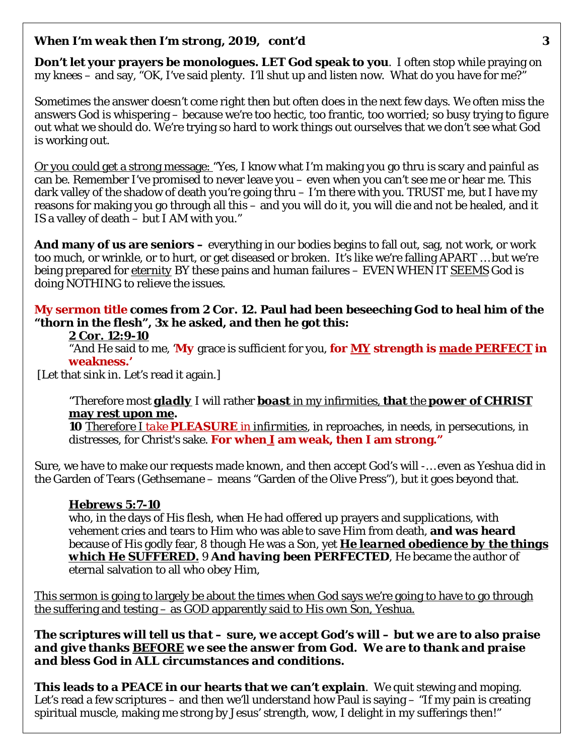**Don't let your prayers be monologues. LET God speak to you**. I often stop while praying on my knees – and say, "OK, I've said plenty. I'll shut up and listen now. What do you have for me?"

Sometimes the answer doesn't come right then but often does in the next few days. We often miss the answers God is whispering – because we're too hectic, too frantic, too worried; so busy trying to figure out what we should do. We're trying so hard to work things out ourselves that we don't see what God is working out.

<u>Or you could get a strong message:</u> "Yes, I know what I'm making you go thru is scary and painful as can be. Remember I've promised to never leave you – even when you can't see me or hear me. This dark valley of the shadow of death you're going thru – I'm there with you. TRUST me, but I have my reasons for making you go through all this – and you will do it, you will die and not be healed, and it IS a valley of death – but I AM with you."

**And many of us are seniors –** everything in our bodies begins to fall out, sag, not work, or work too much, or wrinkle, or to hurt, or get diseased or broken. It's like we're falling APART … but we're being prepared for <u>eternity</u> BY these pains and human failures – EVEN WHEN IT <u>SEEMS</u> God is doing NOTHING to relieve the issues.

**My sermon title comes from 2 Cor. 12. Paul had been beseeching God to heal him of the "thorn in the flesh", 3x he asked, and then he got this:**

> **<u>2 Cor. 12:9-10</u>**
> "And He said to me, '**My** grace is sufficient for you, **for <u>MY</u> strength is <u>*made* PERFECT</u> in weakness.'**

[Let that sink in. Let's read it again.]

> "Therefore most ***<u>gladly</u>*** I will rather ***<u>boast</u>*** <u>in my infirmities,</u> **<u>that</u>** <u>the</u> **<u>power of CHRIST may rest upon me</u>.**
> **10** <u>Therefore I *take* **PLEASURE** in</u> <u>infirmities</u>, in reproaches, in needs, in persecutions, in distresses, for Christ's sake. **For when <u>I</u> am weak, then I am strong."**

Sure, we have to make our requests made known, and then accept God's will -… even as Yeshua did in the Garden of Tears (Gethsemane – means "Garden of the Olive Press"), but it goes beyond that.

> ***<u>Hebrews 5:7-10</u>***
> who, in the days of His flesh, when He had offered up prayers and supplications, with vehement cries and tears to Him who was able to save Him from death, **and was heard** because of His godly fear, 8 though He was a Son, yet ***<u>He learned obedience by the things which He SUFFERED.</u>*** 9 **And having been PERFECTED**, He became the author of eternal salvation to all who obey Him,

<u>This sermon is going to largely be about the times when God says we're going to have to go through the suffering and testing – as GOD apparently said to His own Son, Yeshua.</u>

***The scriptures will tell us that – sure, we accept God's will – but we are to also praise and give thanks <u>BEFORE</u> we see the answer from God. We are to thank and praise and bless God in ALL circumstances and conditions.***

**This leads to a PEACE in our hearts that we can't explain**. We quit stewing and moping. Let's read a few scriptures – and then we'll understand how Paul is saying – "If my pain is creating spiritual muscle, making me strong by Jesus' strength, wow, I delight in my sufferings then!"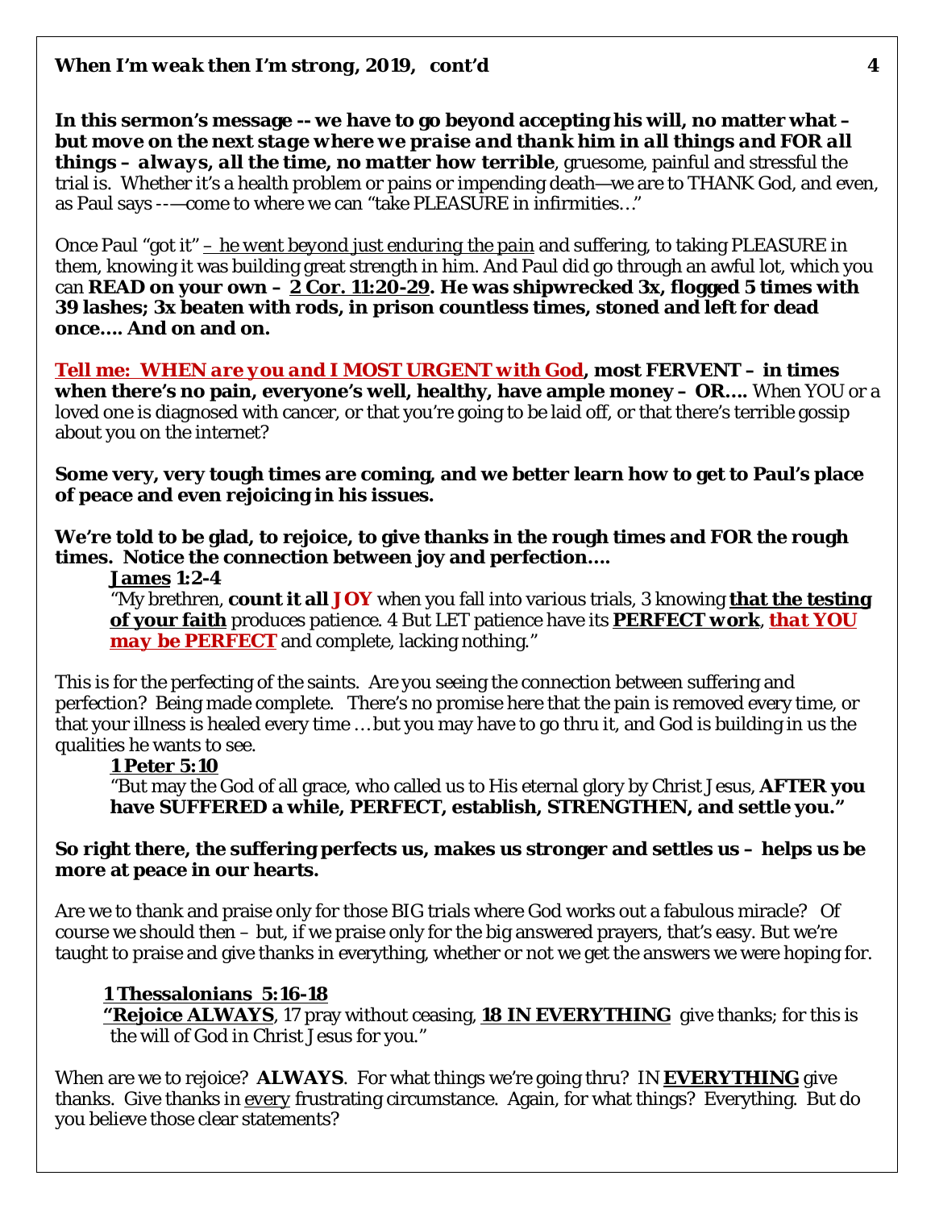**In this sermon's message -- we have to go beyond accepting his will, no matter what – *but move on the next stage where we praise and thank him in all things and FOR all things – always, all the time, no matter how terrible***, gruesome, painful and stressful the trial is. Whether it's a health problem or pains or impending death—we are to THANK God, and even, as Paul says -—come to where we can "take PLEASURE in infirmities…"

Once Paul "got it" – *he went beyond just enduring the pain* and suffering, to taking PLEASURE in them, knowing it was building great strength in him. And Paul did go through an awful lot, which you can **READ on your own – 2 Cor. 11:20-29. He was shipwrecked 3x, flogged 5 times with 39 lashes; 3x beaten with rods, in prison countless times, stoned and left for dead once…. And on and on.**

***Tell me: WHEN are you and I MOST URGENT with God*, most FERVENT – in times when there's no pain, everyone's well, healthy, have ample money – OR….** When YOU or a loved one is diagnosed with cancer, or that you're going to be laid off, or that there's terrible gossip about you on the internet?

**Some very, very tough times are coming, and we better learn how to get to Paul's place of peace and even rejoicing in his issues.**

**We're told to be glad, to rejoice, to give thanks in the rough times and FOR the rough times. Notice the connection between joy and perfection….**

> **James 1:2-4**
> "My brethren, **count it all JOY** when you fall into various trials, 3 knowing **that the testing of your faith** produces patience. 4 But LET patience have its ***PERFECT work***, ***that YOU may be PERFECT*** and complete, lacking nothing."

This is for the perfecting of the saints. Are you seeing the connection between suffering and perfection? Being made complete. There's no promise here that the pain is removed every time, or that your illness is healed every time … but you may have to go thru it, and God is building in us the qualities he wants to see.

> **1 Peter 5:10**
> "But may the God of all grace, who called us to His eternal glory by Christ Jesus, **AFTER you have SUFFERED a while, PERFECT, establish, STRENGTHEN, and settle you."**

**So right there, the suffering perfects us, makes us stronger and settles us – helps us be more at peace in our hearts.**

Are we to thank and praise only for those BIG trials where God works out a fabulous miracle? Of course we should then – but, if we praise only for the big answered prayers, that's easy. But we're taught to praise and give thanks in everything, whether or not we get the answers we were hoping for.

> **1 Thessalonians 5:16-18**
> **"Rejoice ALWAYS**, 17 pray without ceasing, **18 IN EVERYTHING** give thanks; for this is the will of God in Christ Jesus for you."

When are we to rejoice? **ALWAYS**. For what things we're going thru? IN **EVERYTHING** give thanks. Give thanks in every frustrating circumstance. Again, for what things? Everything. But do you believe those clear statements?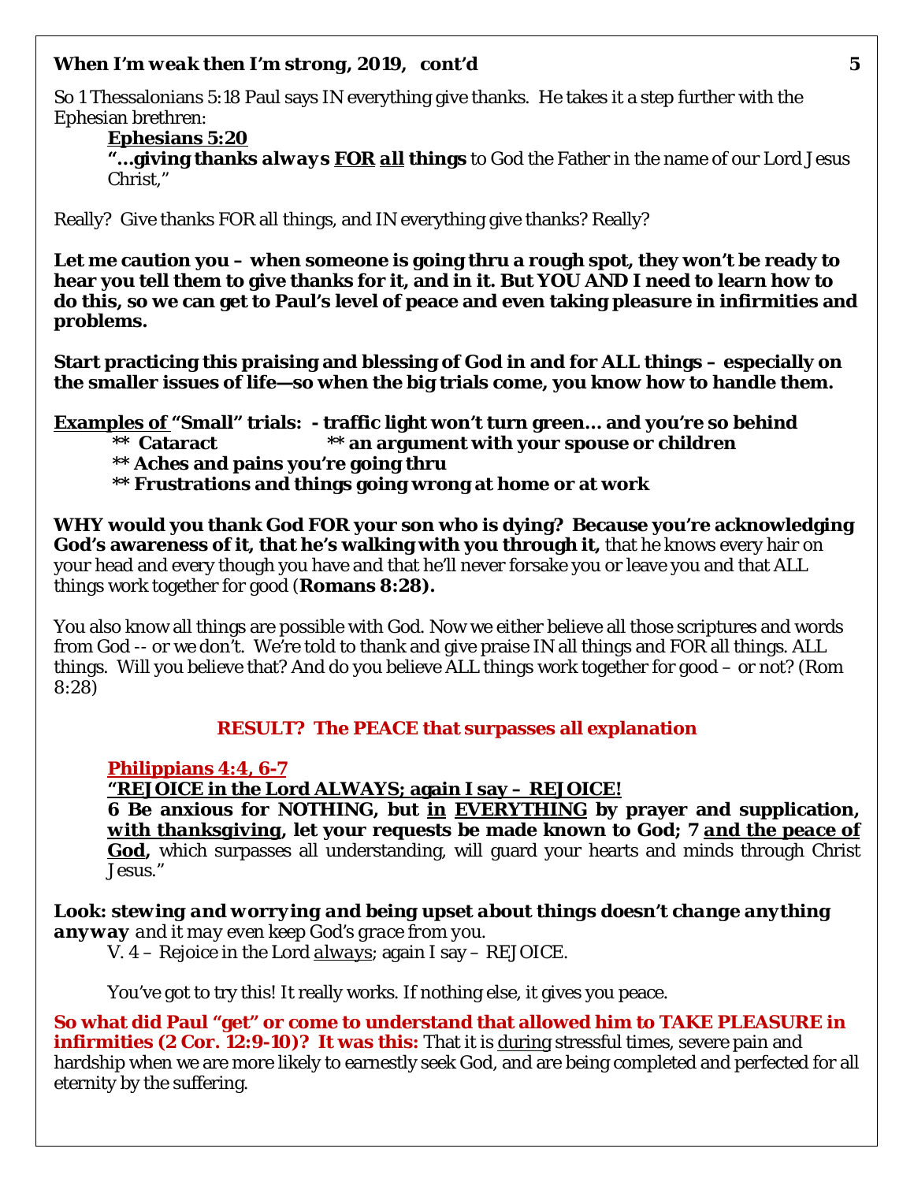So 1 Thessalonians 5:18 Paul says IN everything give thanks. He takes it a step further with the Ephesian brethren:

> **<u>Ephesians 5:20</u>**
> **"…giving thanks *always* <u>FOR</u> <u>*all*</u> things** to God the Father in the name of our Lord Jesus Christ,"

Really? Give thanks FOR all things, and IN everything give thanks? Really?

**Let me caution you – when someone is going thru a rough spot, they won't be ready to hear you tell them to give thanks for it, and in it. But YOU AND I need to learn how to do this, so we can get to Paul's level of peace and even taking pleasure in infirmities and problems.**

**Start practicing this praising and blessing of God in and for ALL things – especially on the smaller issues of life—so when the big trials come, you know how to handle them.**

**<u>Examples of</u> "Small" trials: - traffic light won't turn green… and you're so behind**
**** Cataract ** an argument with your spouse or children**
**** Aches and pains you're going thru**
**** Frustrations and things going wrong at home or at work**

**WHY would you thank God FOR your son who is dying? Because you're acknowledging God's awareness of it, that he's walking with you through it,** that he knows every hair on your head and every though you have and that he'll never forsake you or leave you and that ALL things work together for good (**Romans 8:28).**

You also know all things are possible with God. Now we either believe all those scriptures and words from God -- or we don't. We're told to thank and give praise IN all things and FOR all things. ALL things. Will you believe that? And do you believe ALL things work together for good – or not? (Rom 8:28)

**RESULT? The PEACE that surpasses all explanation**

> **<u>Philippians 4:4, 6-7</u>**
> **<u>"REJOICE in the Lord ALWAYS; again I say – REJOICE!</u>**
> **6 Be anxious for NOTHING, but <u>in</u> <u>EVERYTHING</u> by prayer and supplication, <u>with thanksgiving</u>, let your requests be made known to God; 7 <u>and the peace of God</u>,** which surpasses all understanding, will guard your hearts and minds through Christ Jesus."

***Look: stewing and worrying and being upset about things doesn't change anything anyway*** *and it may even keep God's grace from you.*

V. 4 – Rejoice in the Lord <u>*always*</u>; again I say – REJOICE.

You've got to try this! It really works. If nothing else, it gives you peace.

**So what did Paul "get" or come to understand that allowed him to TAKE PLEASURE in infirmities (2 Cor. 12:9-10)? It was this:** That it is <u>during</u> stressful times, severe pain and hardship when we are more likely to earnestly seek God, and are being completed and perfected for all eternity by the suffering.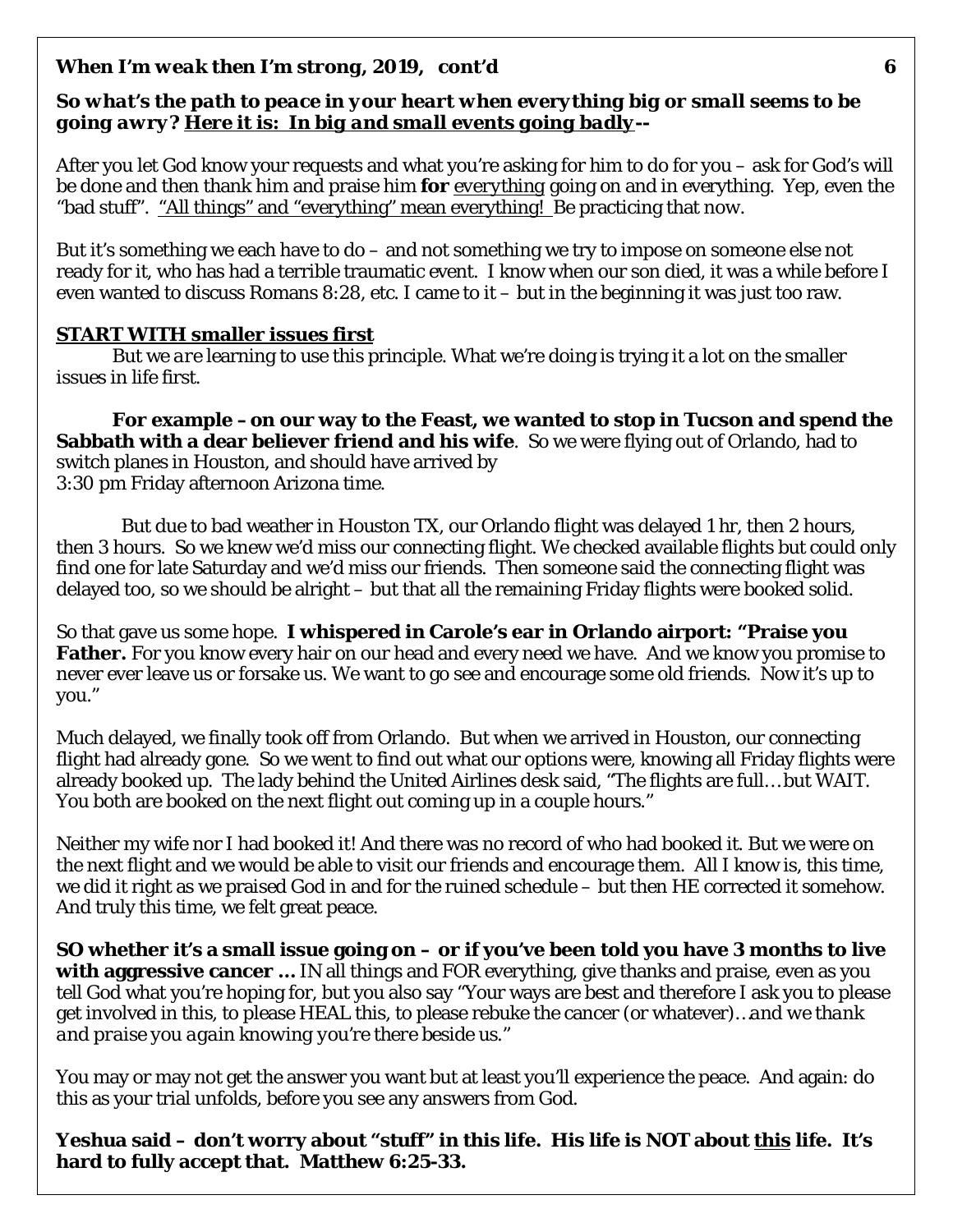***So what's the path to peace in your heart when everything big or small seems to be going awry? Here it is: In big and small events going badly--***

After you let God know your requests and what you're asking for him to do for you – ask for God's will be done and then thank him and praise him **for** *everything* going on and in everything. Yep, even the "bad stuff". "All things" and "everything" mean everything! Be practicing that now.

But it's something we each have to do – and not something we try to impose on someone else not ready for it, who has had a terrible traumatic event. I know when our son died, it was a while before I even wanted to discuss Romans 8:28, etc. I came to it – but in the beginning it was just too raw.

**START WITH smaller issues first**

But we *are* learning to use this principle. What we're doing is trying it a lot on the smaller issues in life first.

**For example – on our way to the Feast, we wanted to stop in Tucson and spend the Sabbath with a dear believer friend and his wife**. So we were flying out of Orlando, had to switch planes in Houston, and should have arrived by 3:30 pm Friday afternoon Arizona time.

But due to bad weather in Houston TX, our Orlando flight was delayed 1 hr, then 2 hours, then 3 hours. So we knew we'd miss our connecting flight. We checked available flights but could only find one for late Saturday and we'd miss our friends. Then someone said the connecting flight was delayed too, so we should be alright – but that all the remaining Friday flights were booked solid.

So that gave us some hope. **I whispered in Carole's ear in Orlando airport: "Praise you Father.** For you know every hair on our head and every need we have. And we know you promise to never ever leave us or forsake us. We want to go see and encourage some old friends. Now it's up to you."

Much delayed, we finally took off from Orlando. But when we arrived in Houston, our connecting flight had already gone. So we went to find out what our options were, knowing all Friday flights were already booked up. The lady behind the United Airlines desk said, "The flights are full…but WAIT. You both are booked on the next flight out coming up in a couple hours."

Neither my wife nor I had booked it! And there was no record of who had booked it. But we were on the next flight and we would be able to visit our friends and encourage them. All I know is, this time, we did it right as we praised God in and for the ruined schedule – but then HE corrected it somehow. And truly this time, we felt great peace.

**SO whether it's a small issue going on – or if you've been told you have 3 months to live with aggressive cancer …** IN all things and FOR everything, give thanks and praise, even as you tell God what you're hoping for, but you also say "Your ways are best and therefore I ask you to please get involved in this, to please HEAL this, to please rebuke the cancer (or whatever)…*and we thank and praise you again knowing you're there beside us.*"

You may or may not get the answer you want but at least you'll experience the peace. And again: do this as your trial unfolds, before you see any answers from God.

**Yeshua said – don't worry about "stuff" in this life. His life is NOT about this life. It's hard to fully accept that. Matthew 6:25-33.**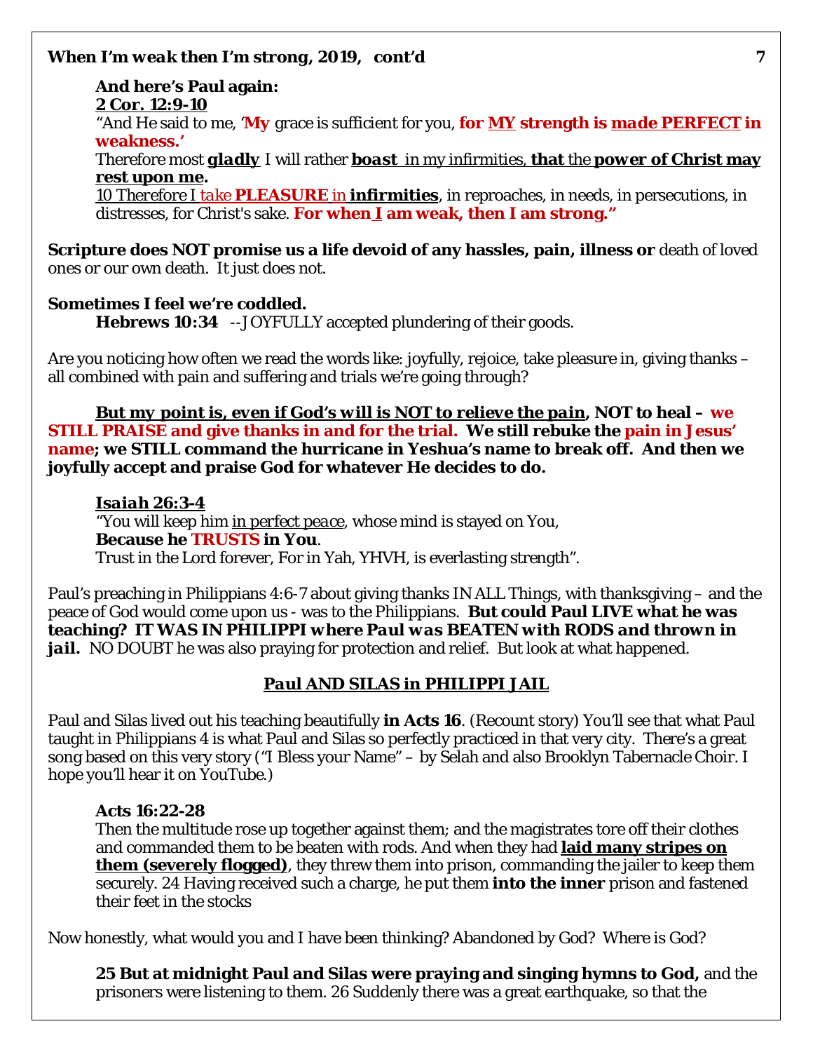**And here's Paul again:**
**2 Cor. 12:9-10**
"And He said to me, '**My** grace is sufficient for you, **for MY strength is *made PERFECT* in weakness.'**
Therefore most ***gladly*** I will rather ***boast*** in my infirmities, **that** the **power of Christ may rest upon me.**
10 Therefore I *take* **PLEASURE** in **infirmities**, in reproaches, in needs, in persecutions, in distresses, for Christ's sake. **For when I am weak, then I am strong."**

**Scripture does NOT promise us a life devoid of any hassles, pain, illness or** death of loved ones or our own death. It just does not.

**Sometimes I feel we're coddled.**
**Hebrews 10:34** --JOYFULLY accepted plundering of their goods.

Are you noticing how often we read the words like: joyfully, rejoice, take pleasure in, giving thanks – all combined with pain and suffering and trials we're going through?

***But my point is, even if God's will is NOT to relieve the pain*, NOT to heal – we STILL PRAISE and give thanks in and for the trial. We still rebuke the pain in Jesus' name; we STILL command the hurricane in Yeshua's name to break off. And then we joyfully accept and praise God for whatever He decides to do.**

***Isaiah 26:3-4***
"You will keep him in perfect *peace*, whose mind is stayed on You,
**Because he TRUSTS in You**.
Trust in the Lord forever, For in Yah, YHVH, is everlasting strength".

Paul's preaching in Philippians 4:6-7 about giving thanks IN ALL Things, with thanksgiving – and the peace of God would come upon us - was to the Philippians. **But could Paul LIVE what he was teaching? IT WAS IN PHILIPPI *where Paul was BEATEN with RODS and thrown in jail.*** NO DOUBT he was also praying for protection and relief. But look at what happened.

## Paul AND SILAS in PHILIPPI JAIL

Paul and Silas lived out his teaching beautifully **in Acts 16**. (Recount story) You'll see that what Paul taught in Philippians 4 is what Paul and Silas so perfectly practiced in that very city. There's a great song based on this very story ("I Bless your Name" – by Selah and also Brooklyn Tabernacle Choir. I hope you'll hear it on YouTube.)

**Acts 16:22-28**
Then the multitude rose up together against them; and the magistrates tore off their clothes and commanded them to be beaten with rods. And when they had **laid many stripes on them (severely flogged)**, they threw them into prison, commanding the jailer to keep them securely. 24 Having received such a charge, he put them **into the inner** prison and fastened their feet in the stocks

Now honestly, what would you and I have been thinking? Abandoned by God? Where is God?

**25 But at midnight Paul and Silas were praying and singing hymns to God,** and the prisoners were listening to them. 26 Suddenly there was a great earthquake, so that the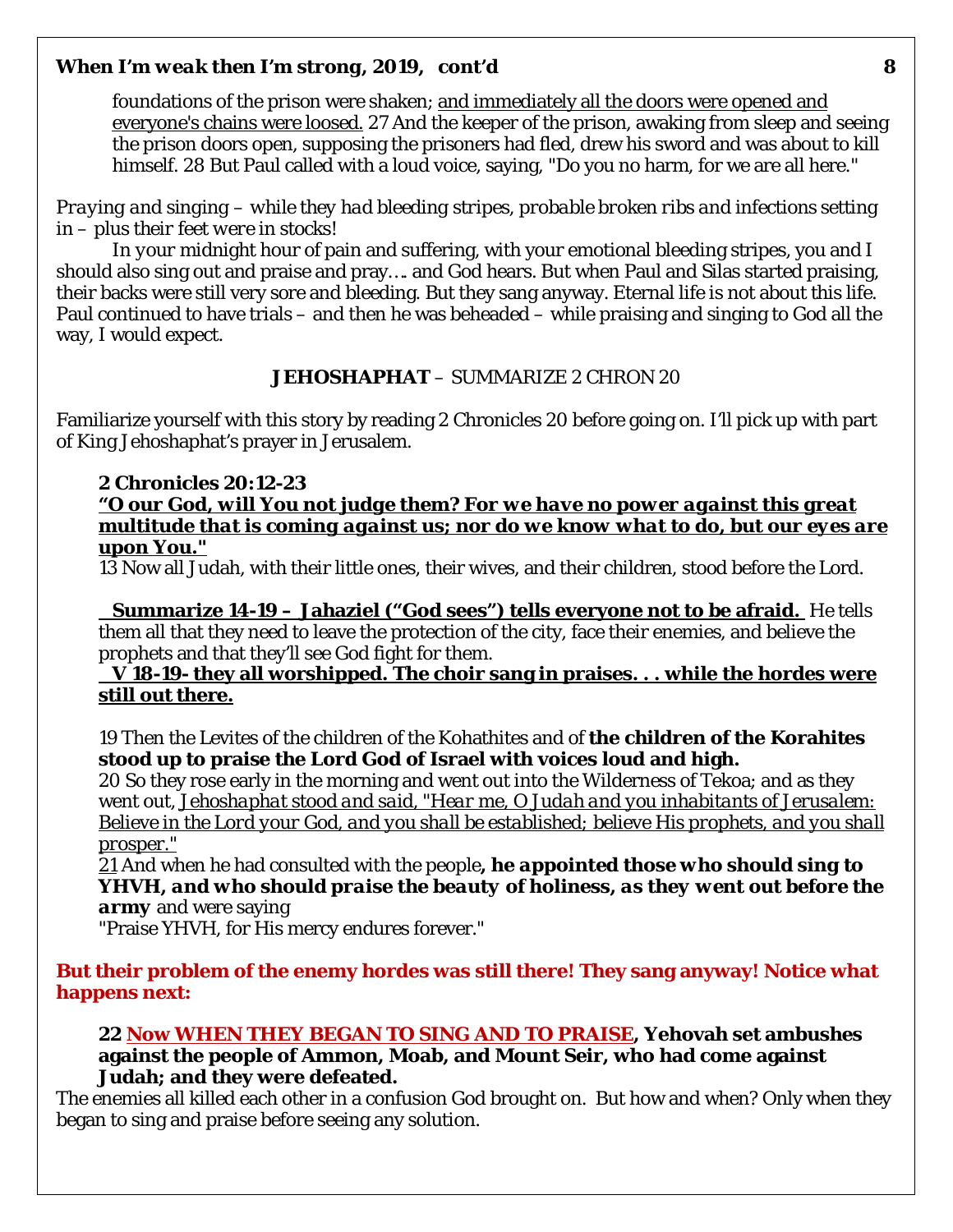foundations of the prison were shaken; <u>and immediately all the doors were opened and everyone's chains were loosed.</u> 27 And the keeper of the prison, awaking from sleep and seeing the prison doors open, supposing the prisoners had fled, drew his sword and was about to kill himself. 28 But Paul called with a loud voice, saying, "Do you no harm, for we are all here."

*Praying and singing – while they had bleeding stripes, probable broken ribs and infections setting in – plus their feet were in stocks!*

In your midnight hour of pain and suffering, with your emotional bleeding stripes, you and I should also sing out and praise and pray…. and God hears. But when Paul and Silas started praising, their backs were still very sore and bleeding. But they sang anyway. Eternal life is not about this life. Paul continued to have trials – and then he was beheaded – while praising and singing to God all the way, I would expect.

**JEHOSHAPHAT** – SUMMARIZE 2 CHRON 20

Familiarize yourself with this story by reading 2 Chronicles 20 before going on. I'll pick up with part of King Jehoshaphat's prayer in Jerusalem.

**2 Chronicles 20:12-23**

***<u>"O our God, will You not judge them? For we have no power against this great multitude that is coming against us; nor do we know what to do, but our eyes are upon You."</u>***

13 Now all Judah, with their little ones, their wives, and their children, stood before the Lord.

**<u>Summarize 14-19 – Jahaziel ("God sees") tells everyone not to be afraid.</u>** He tells them all that they need to leave the protection of the city, face their enemies, and believe the prophets and that they'll see God fight for them.

**<u>V 18-19- they all worshipped. The choir sang in praises. . . while the hordes were still out there.</u>**

19 Then the Levites of the children of the Kohathites and of **the children of the Korahites stood up to praise the Lord God of Israel with voices loud and high.**

20 So they rose early in the morning and went out into the Wilderness of Tekoa; and as they went out, <u>*Jehoshaphat stood and said, "Hear me, O Judah and you inhabitants of Jerusalem:* Believe in the Lord your God, and you shall be established; believe His prophets, and you shall prosper."</u>

<u>21</u> And when he had consulted with the people***, he appointed those who should sing to YHVH, and who should praise the beauty of holiness, as they went out before the army*** and were saying

"Praise YHVH, for His mercy endures forever."

**But their problem of the enemy hordes was still there! They sang anyway! Notice what happens next:**

**22 <u>Now WHEN THEY BEGAN TO SING AND TO PRAISE</u>, Yehovah set ambushes against the people of Ammon, Moab, and Mount Seir, who had come against Judah; and they were defeated.**

The enemies all killed each other in a confusion God brought on. But how and when? Only when they began to sing and praise before seeing any solution.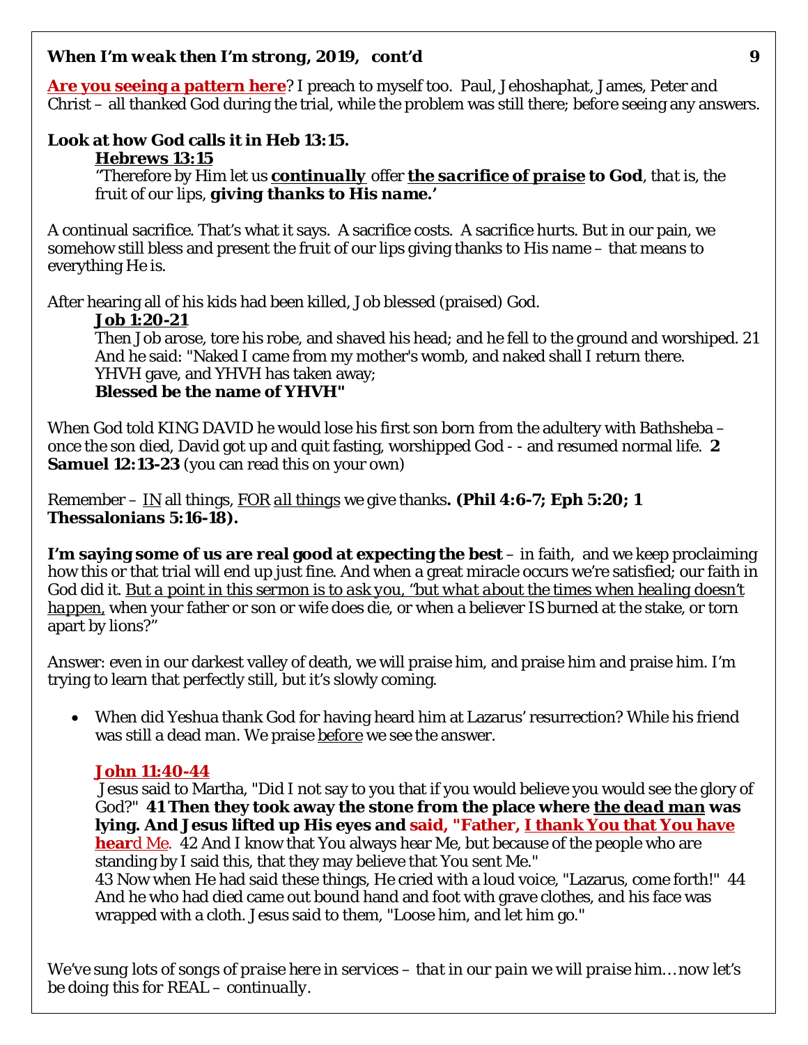**Are you seeing a pattern here**? I preach to myself too. Paul, Jehoshaphat, James, Peter and Christ – all thanked God during the trial, while the problem was still there; *before* seeing any answers.

**Look at how God calls it in Heb 13:15.**

> **Hebrews 13:15**
>
> "Therefore by Him let us ***continually*** offer ***the sacrifice of praise*** **to God**, *that is, the fruit of our lips*, ***giving thanks to His name.'***

A continual sacrifice. That's what it says. A sacrifice costs. A sacrifice hurts. But in our pain, we somehow still bless and present the fruit of our lips giving thanks to His name – that means to everything He is.

After hearing all of his kids had been killed, Job blessed (praised) God.

> **Job 1:20-21**
>
> Then Job arose, tore his robe, and shaved his head; and he fell to the ground and worshiped. 21 And he said: "Naked I came from my mother's womb, and naked shall I return there.
> YHVH gave, and YHVH has taken away;
> **Blessed be the name of YHVH"**

When God told KING DAVID he would lose his first son born from the adultery with Bathsheba – once the son died, David got up and quit fasting, worshipped God - - and resumed normal life. **2 Samuel 12:13-23** (you can read this on your own)

Remember – IN all things, FOR *all things* we give thanks**. (Phil 4:6-7; Eph 5:20; 1 Thessalonians 5:16-18).**

**I'm saying some of us are real good at expecting the best** – in faith, and we keep proclaiming how this or that trial will end up just fine. And when a great miracle occurs we're satisfied; our faith in God did it. *But a point in this sermon is to ask you, "but what about the times when healing doesn't happen,* when your father or son or wife does die, or when a believer IS burned at the stake, or torn apart by lions?"

Answer: even in our darkest valley of death, we will praise him, and praise him and praise him. I'm trying to learn that perfectly still, but it's slowly coming.

- When did Yeshua thank God for having heard him at Lazarus' resurrection? While his friend was still a dead man. We praise before we see the answer.

> **John 11:40-44**
>
> Jesus said to Martha, "Did I not say to you that if you would believe you would see the glory of God?" **41 Then they took away the stone from the place where the dead man was lying. And Jesus lifted up His eyes and said, "Father, I thank You that You have hear**d Me. 42 And I know that You always hear Me, but because of the people who are standing by I said this, that they may believe that You sent Me."
> 43 Now when He had said these things, He cried with a loud voice, "Lazarus, come forth!" 44 And he who had died came out bound hand and foot with grave clothes, and his face was wrapped with a cloth. Jesus said to them, "Loose him, and let him go."

*We've sung lots of songs of praise here in services – that in our pain we will praise him… now let's be doing this for REAL – continually.*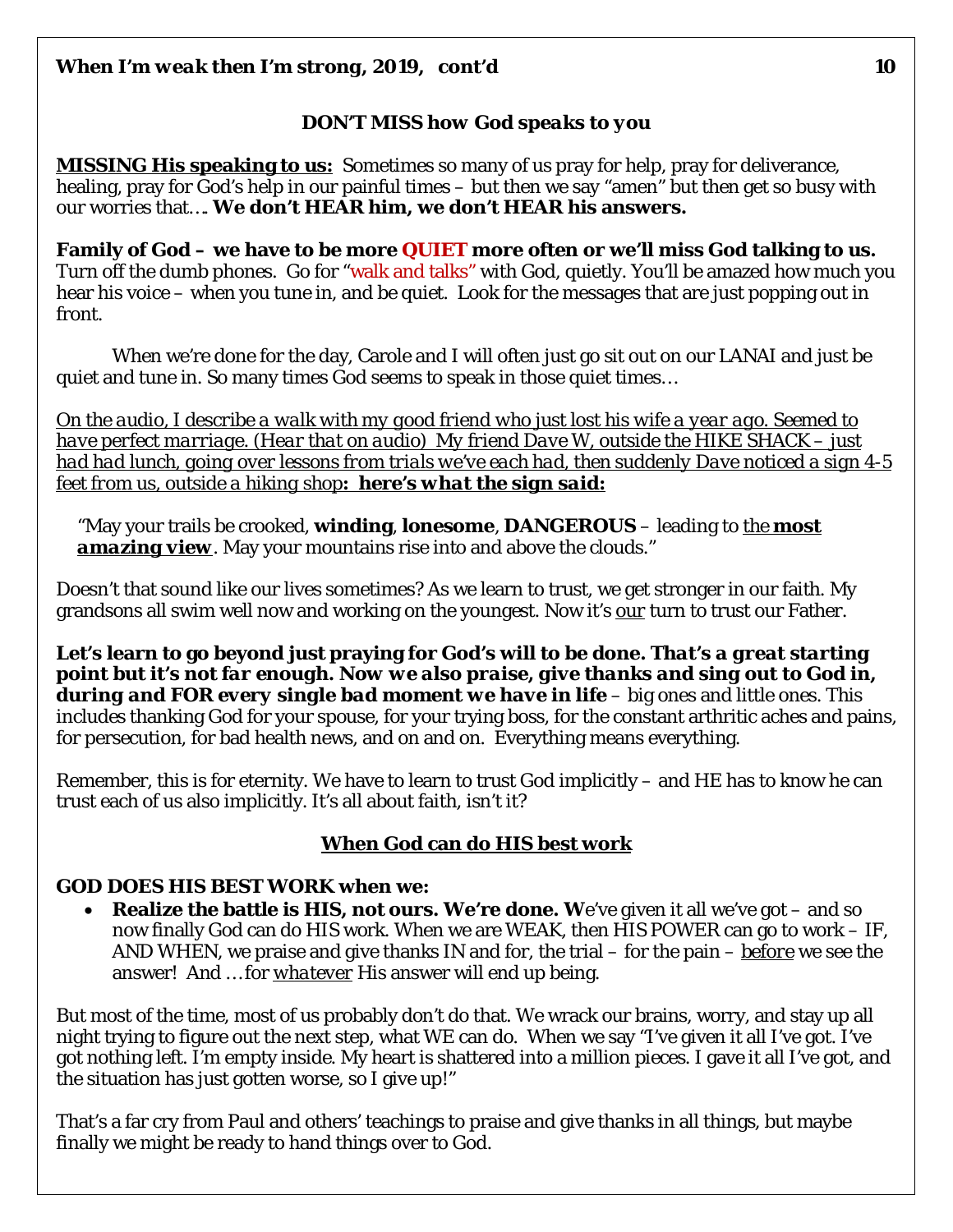### *DON'T MISS how God speaks to you*

**MISSING His speaking to us:** Sometimes so many of us pray for help, pray for deliverance, healing, pray for God's help in our painful times – but then we say "amen" but then get so busy with our worries that…. **We don't HEAR him, we don't HEAR his answers.**

**Family of God – we have to be more QUIET more often or we'll miss God talking to us.** Turn off the dumb phones. Go for "walk and talks" with God, quietly. You'll be amazed how much you hear his voice – when you tune in, and be quiet. Look for the messages that are just popping out in front.

When we're done for the day, Carole and I will often just go sit out on our LANAI and just be quiet and tune in. So many times God seems to speak in those quiet times…

*On the audio, I describe a walk with my good friend who just lost his wife a year ago. Seemed to have perfect marriage. (Hear that on audio) My friend Dave W, outside the HIKE SHACK – just had had lunch, going over lessons from trials we've each had, then suddenly Dave noticed a sign 4-5 feet from us, outside a hiking shop*: ***here's what the sign said:***

> "May your trails be crooked, **winding**, **lonesome**, **DANGEROUS** – leading to the ***most amazing view***. May your mountains rise into and above the clouds."

Doesn't that sound like our lives sometimes? As we learn to trust, we get stronger in our faith. My grandsons all swim well now and working on the youngest. Now it's our turn to trust our Father.

**Let's learn to go beyond just praying for God's will to be done. *That's a great starting point but it's not far enough. Now we also praise, give thanks and sing out to God in, during and FOR every single bad moment we have in life*** – big ones and little ones. This includes thanking God for your spouse, for your trying boss, for the constant arthritic aches and pains, for persecution, for bad health news, and on and on. Everything means everything.

Remember, this is for eternity. We have to learn to trust God implicitly – and HE has to know he can trust each of us also implicitly. It's all about faith, isn't it?

### When God can do HIS best work

**GOD DOES HIS BEST WORK when we:**

- **Realize the battle is HIS, not ours. We're done. W**e've given it all we've got – and so now finally God can do HIS work. When we are WEAK, then HIS POWER can go to work – IF, AND WHEN, we praise and give thanks IN and for, the trial – for the pain – *before* we see the answer! And …for *whatever* His answer will end up being.

But most of the time, most of us probably don't do that. We wrack our brains, worry, and stay up all night trying to figure out the next step, what WE can do. When we say "I've given it all I've got. I've got nothing left. I'm empty inside. My heart is shattered into a million pieces. I gave it all I've got, and the situation has just gotten worse, so I give up!"

That's a far cry from Paul and others' teachings to praise and give thanks in all things, but maybe finally we might be ready to hand things over to God.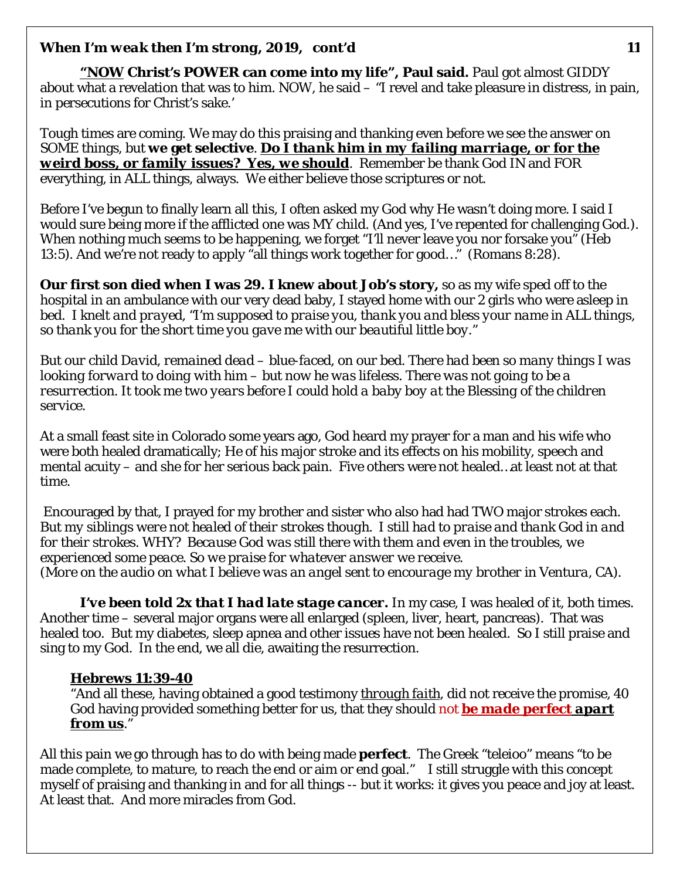**"NOW Christ's POWER can come into my life", Paul said.** Paul got almost GIDDY about what a revelation that was to him. NOW, he said – "I revel and take pleasure in distress, in pain, in persecutions for Christ's sake.'

Tough times are coming. We may do this praising and thanking even before we see the answer on SOME things, but **we get selective**. ***Do I thank him in my failing marriage, or for the weird boss, or family issues? Yes, we should***. Remember be thank God IN and FOR everything, in ALL things, always. We either believe those scriptures or not.

Before I've begun to finally learn all this, I often asked my God why He wasn't doing more. I said I would sure being more if the afflicted one was MY child. (And yes, I've repented for challenging God.). When nothing much seems to be happening, we forget "I'll never leave you nor forsake you" (Heb 13:5). And we're not ready to apply "all things work together for good…" (Romans 8:28).

**Our first son died when I was 29. I knew about Job's story,** so as my wife sped off to the hospital in an ambulance with our very dead baby, I stayed home with our 2 girls who were asleep in bed. *I knelt and prayed, "I'm supposed to praise you, thank you and bless your name in ALL things, so thank you for the short time you gave me with our beautiful little boy."*

*But our child David, remained dead – blue-faced, on our bed. There had been so many things I was looking forward to doing with him – but now he was lifeless. There was not going to be a resurrection. It took me two years before I could hold a baby boy at the Blessing of the children service.*

At a small feast site in Colorado some years ago, God heard my prayer for a man and his wife who were both healed dramatically; He of his major stroke and its effects on his mobility, speech and mental acuity – and she for her serious back pain. Five others were not healed…at least not at that time.

Encouraged by that, I prayed for my brother and sister who also had had TWO major strokes each. *But my siblings were not healed of their strokes though. I still had to praise and thank God in and for their strokes. WHY? Because God was still there with them and even in the troubles, we experienced some peace. So we praise for whatever answer we receive.*
*(More on the audio on what I believe was an angel sent to encourage my brother in Ventura, CA).*

***I've been told 2x that I had late stage cancer.*** In my case, I was healed of it, both times. Another time – several major organs were all enlarged (spleen, liver, heart, pancreas). That was healed too. But my diabetes, sleep apnea and other issues have not been healed. So I still praise and sing to my God. In the end, we all die, awaiting the resurrection.

> **Hebrews 11:39-40**
> "And all these, having obtained a good testimony *through faith*, did not receive the promise, 40 God having provided something better for us, that they should not ***be made perfect apart from us***."

All this pain we go through has to do with being made **perfect**. The Greek "teleioo" means "to be made complete, to mature, to reach the end or aim or end goal." I still struggle with this concept myself of praising and thanking in and for all things -- but it works: it gives you peace and joy at least. At least that. And more miracles from God.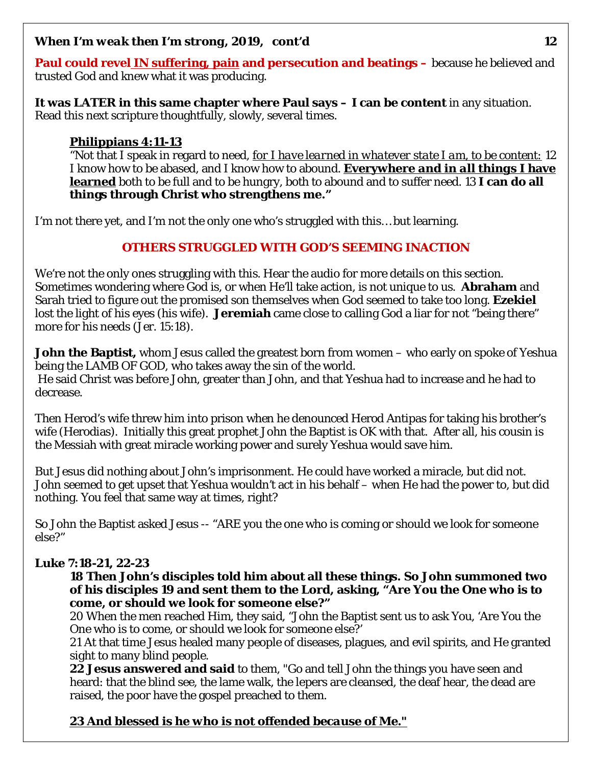**Paul could revel <u>IN suffering, pain</u> and persecution and beatings –** because he believed and trusted God and knew what it was producing.

**It was LATER in this same chapter where Paul says – I can be content** in any situation. Read this next scripture thoughtfully, slowly, several times.

> **<u>Philippians 4:11-13</u>**
> "Not that I speak in regard to need, <u>*for I have learned in whatever state I am, to be content:*</u> 12 I know how to be abased, and I know how to abound. ***<u>Everywhere and in all things I have learned</u>*** both to be full and to be hungry, both to abound and to suffer need. 13 **I can do all things through Christ who strengthens me."**

I'm not there yet, and I'm not the only one who's struggled with this… but learning.

## OTHERS STRUGGLED WITH GOD'S SEEMING INACTION

We're not the only ones struggling with this. Hear the audio for more details on this section. Sometimes wondering where God is, or when He'll take action, is not unique to us. **Abraham** and Sarah tried to figure out the promised son themselves when God seemed to take too long. **Ezekiel** lost the light of his eyes (his wife). **Jeremiah** came close to calling God a liar for not "being there" more for his needs (Jer. 15:18).

**John the Baptist,** whom Jesus called the greatest born from women – who early on spoke of Yeshua being the LAMB OF GOD, who takes away the sin of the world.
He said Christ was before John, greater than John, and that Yeshua had to increase and he had to decrease.

Then Herod's wife threw him into prison when he denounced Herod Antipas for taking his brother's wife (Herodias). Initially this great prophet John the Baptist is OK with that. After all, his cousin is the Messiah with great miracle working power and surely Yeshua would save him.

But Jesus did nothing about John's imprisonment. He could have worked a miracle, but did not. John seemed to get upset that Yeshua wouldn't act in his behalf – when He had the power to, but did nothing. You feel that same way at times, right?

So John the Baptist asked Jesus -- "ARE you the one who is coming or should we look for someone else?"

**Luke 7:18-21, 22-23**

> **18 Then John's disciples told him about all these things. So John summoned two of his disciples 19 and sent them to the Lord, asking, "Are You the One who is to come, or should we look for someone else?"**
> 20 When the men reached Him, they said, "John the Baptist sent us to ask You, 'Are You the One who is to come, or should we look for someone else?'
> 21 At that time Jesus healed many people of diseases, plagues, and evil spirits, and He granted sight to many blind people.
> **22 Jesus answered and said** to them, "Go and tell John the things you have seen and heard: that the blind see, the lame walk, the lepers are cleansed, the deaf hear, the dead are raised, the poor have the gospel preached to them.
>
> ***<u>23 And blessed is he who is not offended because of Me."</u>***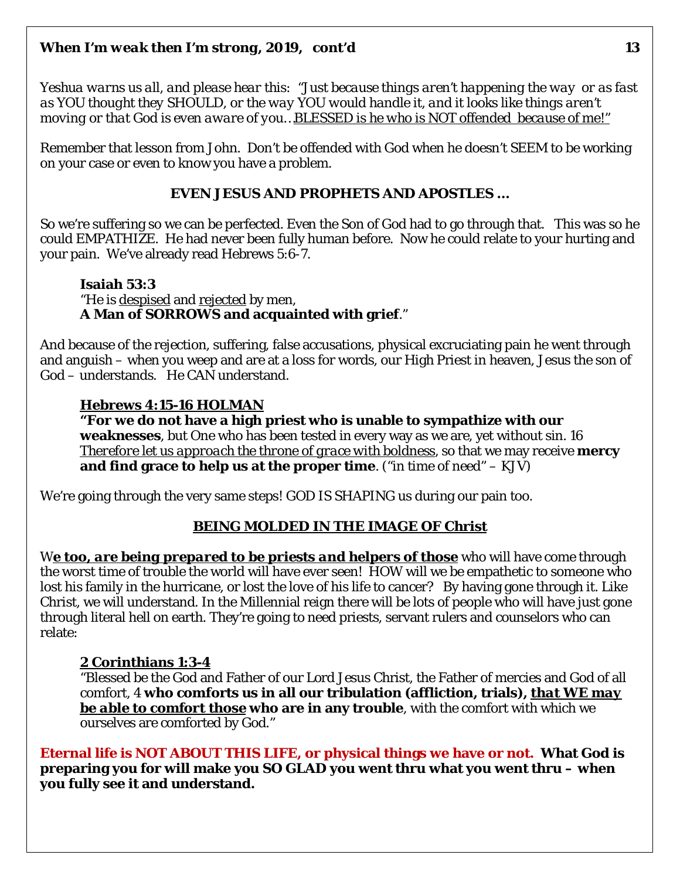*Yeshua warns us all, and please hear this: "Just because things aren't happening the way or as fast as YOU thought they SHOULD, or the way YOU would handle it, and it looks like things aren't moving or that God is even aware of you… BLESSED is he who is NOT offended because of me!"*

Remember that lesson from John. Don't be offended with God when he doesn't SEEM to be working on your case or even to know you have a problem.

### EVEN JESUS AND PROPHETS AND APOSTLES …

So we're suffering so we can be perfected. Even the Son of God had to go through that. This was so he could EMPATHIZE. He had never been fully human before. Now he could relate to your hurting and your pain. We've already read Hebrews 5:6-7.

> **Isaiah 53:3**
> "He is despised and rejected by men,
> **A Man of SORROWS and acquainted with grief**."

And because of the rejection, suffering, false accusations, physical excruciating pain he went through and anguish – when you weep and are at a loss for words, our High Priest in heaven, Jesus the son of God – understands. He CAN understand.

> **Hebrews 4:15-16 HOLMAN**
> **"For we do not have a high priest who is unable to sympathize with our weaknesses**, but One who has been tested in every way as we are, yet without sin. 16 *Therefore let us approach the throne of grace with boldness*, so that we may receive **mercy and find grace to help us at the proper time**. ("in time of need" – KJV)

We're going through the very same steps! GOD IS SHAPING us during our pain too.

### BEING MOLDED IN THE IMAGE OF Christ

W***e too, are being prepared to be priests and helpers of those*** who will have come through the worst time of trouble the world will have ever seen! HOW will we be empathetic to someone who lost his family in the hurricane, or lost the love of his life to cancer? By having gone through it. Like Christ, we will understand. In the Millennial reign there will be lots of people who will have just gone through literal hell on earth. They're going to need priests, servant rulers and counselors who can relate:

> **2 Corinthians 1:3-4**
> "Blessed be the God and Father of our Lord Jesus Christ, the Father of mercies and God of all comfort, 4 **who comforts us in all our tribulation (affliction, trials), *that WE may be able to comfort those* who are in any trouble**, with the comfort with which we ourselves are comforted by God."

**Eternal life is NOT ABOUT THIS LIFE, or physical things we have or not. What God is preparing you for will make you SO GLAD you went thru what you went thru – when you fully see it and understand.**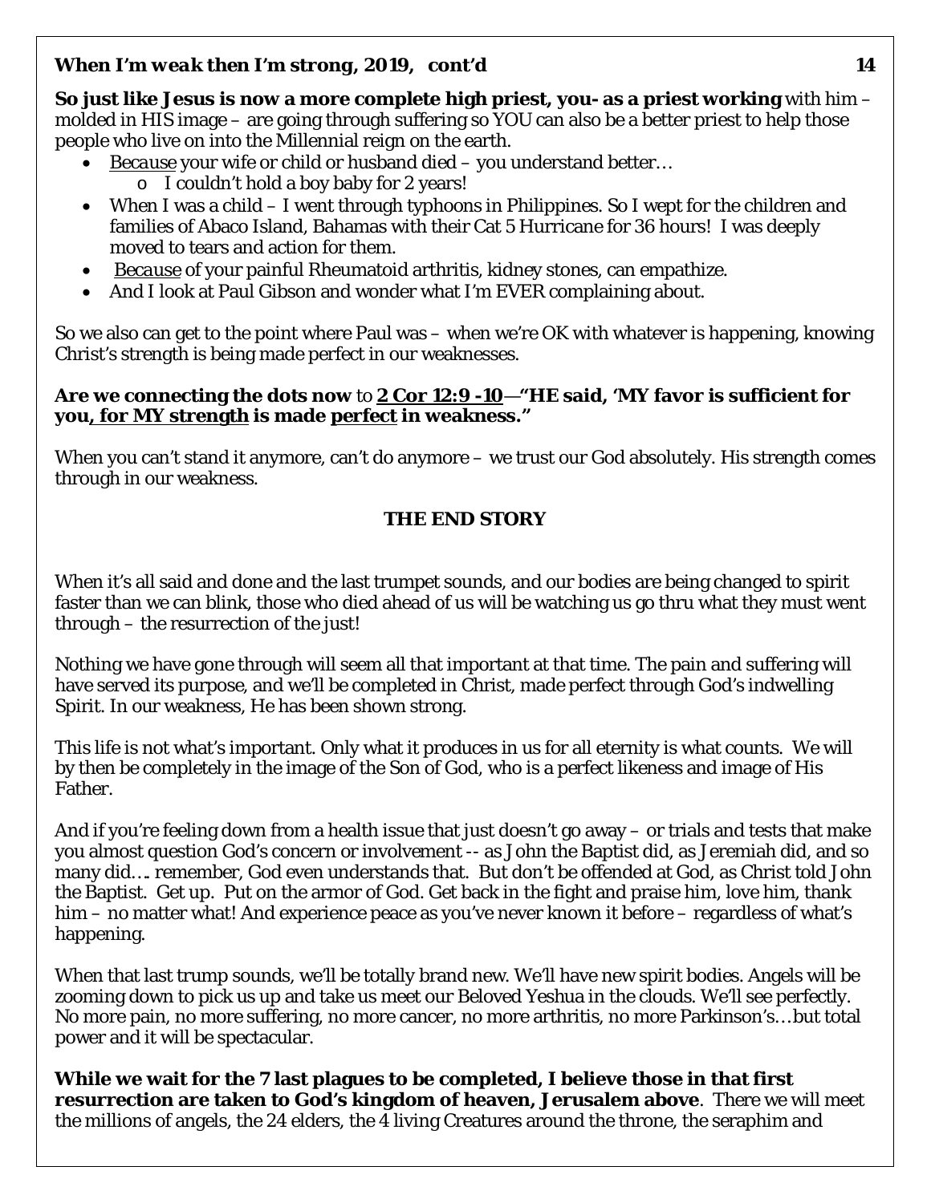**So just like Jesus is now a more complete high priest, you- as a priest working** with him – molded in HIS image – are going through suffering so YOU can also be a better priest to help those people who live on into the Millennial reign on the earth.

- *Because* your wife or child or husband died – you understand better…
  - I couldn't hold a boy baby for 2 years!
- When I was a child – I went through typhoons in Philippines. So I wept for the children and families of Abaco Island, Bahamas with their Cat 5 Hurricane for 36 hours! I was deeply moved to tears and action for them.
- *Because* of your painful Rheumatoid arthritis, kidney stones, can empathize.
- And I look at Paul Gibson and wonder what I'm EVER complaining about.

So we also can get to the point where Paul was – when we're OK with whatever is happening, knowing Christ's strength is being made perfect in our weaknesses.

**Are we connecting the dots now** to **2 Cor 12:9 -10**—**"HE said, 'MY favor is sufficient for you, for MY strength is made perfect in weakness."**

When you can't stand it anymore, can't do anymore – we trust our God absolutely. His strength comes through in our weakness.

## THE END STORY

When it's all said and done and the last trumpet sounds, and our bodies are being changed to spirit faster than we can blink, those who died ahead of us will be watching us go thru what they must went through – the resurrection of the just!

Nothing we have gone through will seem all that important at that time. The pain and suffering will have served its purpose, and we'll be completed in Christ, made perfect through God's indwelling Spirit. In our weakness, He has been shown strong.

This life is not what's important. Only what it produces in us for all eternity is what counts. We will by then be completely in the image of the Son of God, who is a perfect likeness and image of His Father.

And if you're feeling down from a health issue that just doesn't go away – or trials and tests that make you almost question God's concern or involvement -- as John the Baptist did, as Jeremiah did, and so many did…. remember, God even understands that. But don't be offended at God, as Christ told John the Baptist. Get up. Put on the armor of God. Get back in the fight and praise him, love him, thank him – no matter what! And experience peace as you've never known it before – regardless of what's happening.

When that last trump sounds, we'll be totally brand new. We'll have new spirit bodies. Angels will be zooming down to pick us up and take us meet our Beloved Yeshua in the clouds. We'll see perfectly. No more pain, no more suffering, no more cancer, no more arthritis, no more Parkinson's…but total power and it will be spectacular.

**While we wait for the 7 last plagues to be completed, I believe those in that first resurrection are taken to God's kingdom of heaven, Jerusalem above**. There we will meet the millions of angels, the 24 elders, the 4 living Creatures around the throne, the seraphim and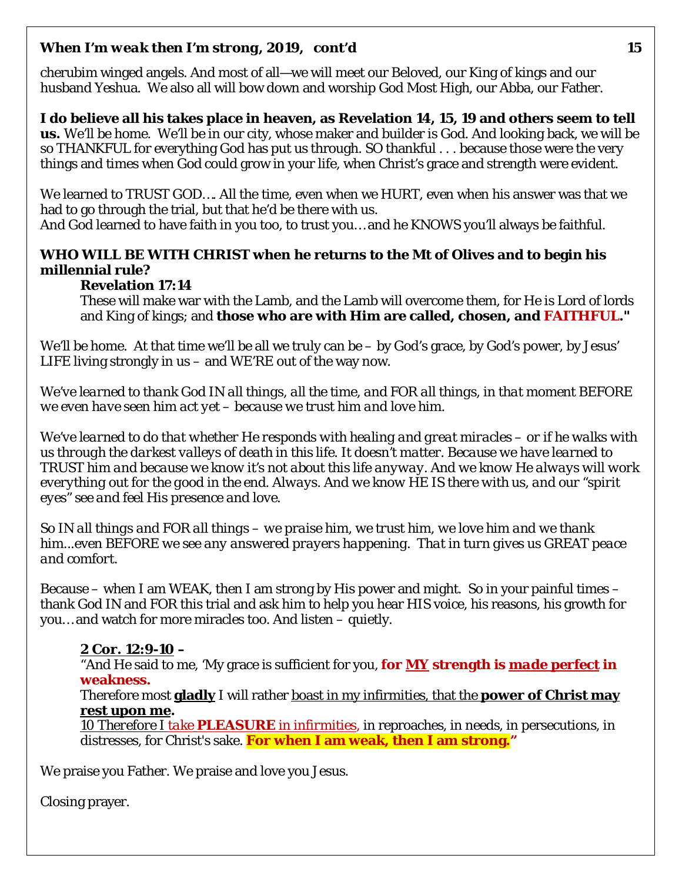cherubim winged angels. And most of all—we will meet our Beloved, our King of kings and our husband Yeshua. We also all will bow down and worship God Most High, our Abba, our Father.

**I do believe all his takes place in heaven, as Revelation 14, 15, 19 and others seem to tell us.** *We'll be home. We'll be in our city, whose maker and builder is God.* And looking back, we will be so THANKFUL for everything God has put us through. SO thankful . . . because those were the very things and times when God could grow in your life, when Christ's grace and strength were evident.

We learned to TRUST GOD…. All the time, even when we HURT, even when his answer was that we had to go through the trial, but that he'd be there with us.
And God learned to have faith in you too, to trust you… and he KNOWS you'll always be faithful.

**WHO WILL BE WITH CHRIST when he returns to the Mt of Olives and to begin his millennial rule?**

> **Revelation 17:14**
> These will make war with the Lamb, and the Lamb will overcome them, for He is Lord of lords and King of kings; and **those who are with Him are called, chosen, and FAITHFUL."**

We'll be home. At that time we'll be all we truly can be – by God's grace, by God's power, by Jesus' LIFE living strongly in us – and WE'RE out of the way now.

*We've learned to thank God IN all things, all the time, and FOR all things, in that moment BEFORE we even have seen him act yet – because we trust him and love him.*

*We've learned to do that whether He responds with healing and great miracles – or if he walks with us through the darkest valleys of death in this life. It doesn't matter. Because we have learned to TRUST him and because we know it's not about this life anyway. And we know He always will work everything out for the good in the end. Always. And we know HE IS there with us, and our "spirit eyes" see and feel His presence and love.*

*So IN all things and FOR all things – we praise him, we trust him, we love him and we thank him...even BEFORE we see any answered prayers happening. That in turn gives us GREAT peace and comfort.*

Because – when I am WEAK, then I am strong by His power and might. So in your painful times – thank God IN and FOR this trial and ask him to help you hear HIS voice, his reasons, his growth for you… and watch for more miracles too. And listen – quietly.

> **<u>2 Cor. 12:9-10</u> –**
> "And He said to me, 'My grace is sufficient for you, **for <u>MY</u> strength is <u>made perfect</u> in weakness.**
> Therefore most **<u>gladly</u>** I will rather <u>boast in my infirmities, that the **power of Christ may rest upon me**</u>**.**
> <u>10 Therefore I *take* **PLEASURE** *in infirmities,*</u> in reproaches, in needs, in persecutions, in distresses, for Christ's sake. **For when I am weak, then I am strong."**

*We praise you Father. We praise and love you Jesus.*

*Closing prayer.*